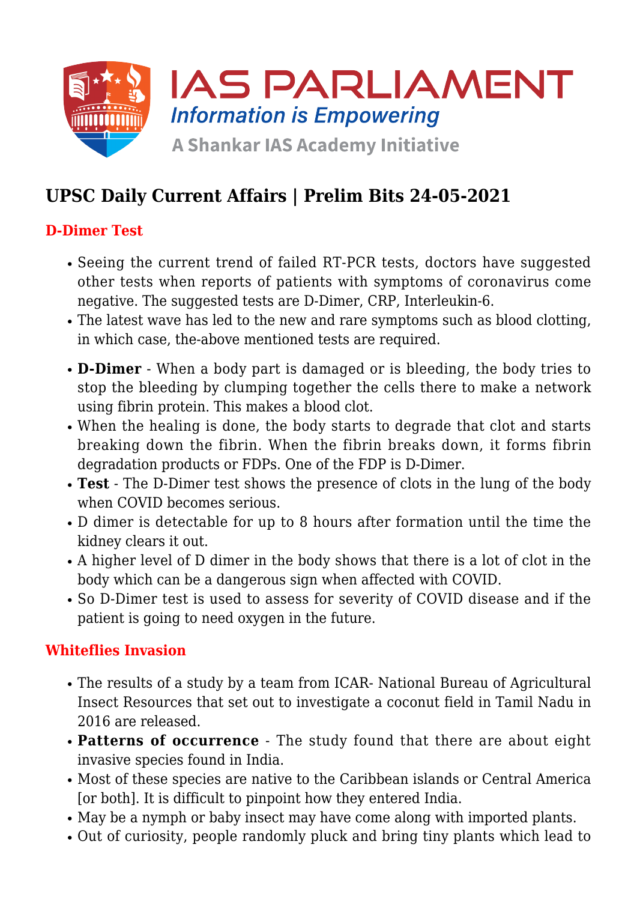# IAS PARLIAMENT

*Information is Empowering*

A Shankar IAS Academy Initiative

## UPSC Daily Current Affairs | Prelim Bits 24-05-2021

### D-Dimer Test

- Seeing the current trend of failed RT-PCR tests, doctors have suggested other tests when reports of patients with symptoms of coronavirus come negative. The suggested tests are D-Dimer, CRP, Interleukin-6.
- The latest wave has led to the new and rare symptoms such as blood clotting, in which case, the-above mentioned tests are required.

- **D-Dimer** - When a body part is damaged or is bleeding, the body tries to stop the bleeding by clumping together the cells there to make a network using fibrin protein. This makes a blood clot.
- When the healing is done, the body starts to degrade that clot and starts breaking down the fibrin. When the fibrin breaks down, it forms fibrin degradation products or FDPs. One of the FDP is D-Dimer.
- **Test** - The D-Dimer test shows the presence of clots in the lung of the body when COVID becomes serious.
- D dimer is detectable for up to 8 hours after formation until the time the kidney clears it out.
- A higher level of D dimer in the body shows that there is a lot of clot in the body which can be a dangerous sign when affected with COVID.
- So D-Dimer test is used to assess for severity of COVID disease and if the patient is going to need oxygen in the future.

### Whiteflies Invasion

- The results of a study by a team from ICAR- National Bureau of Agricultural Insect Resources that set out to investigate a coconut field in Tamil Nadu in 2016 are released.
- **Patterns of occurrence** - The study found that there are about eight invasive species found in India.
- Most of these species are native to the Caribbean islands or Central America [or both]. It is difficult to pinpoint how they entered India.
- May be a nymph or baby insect may have come along with imported plants.
- Out of curiosity, people randomly pluck and bring tiny plants which lead to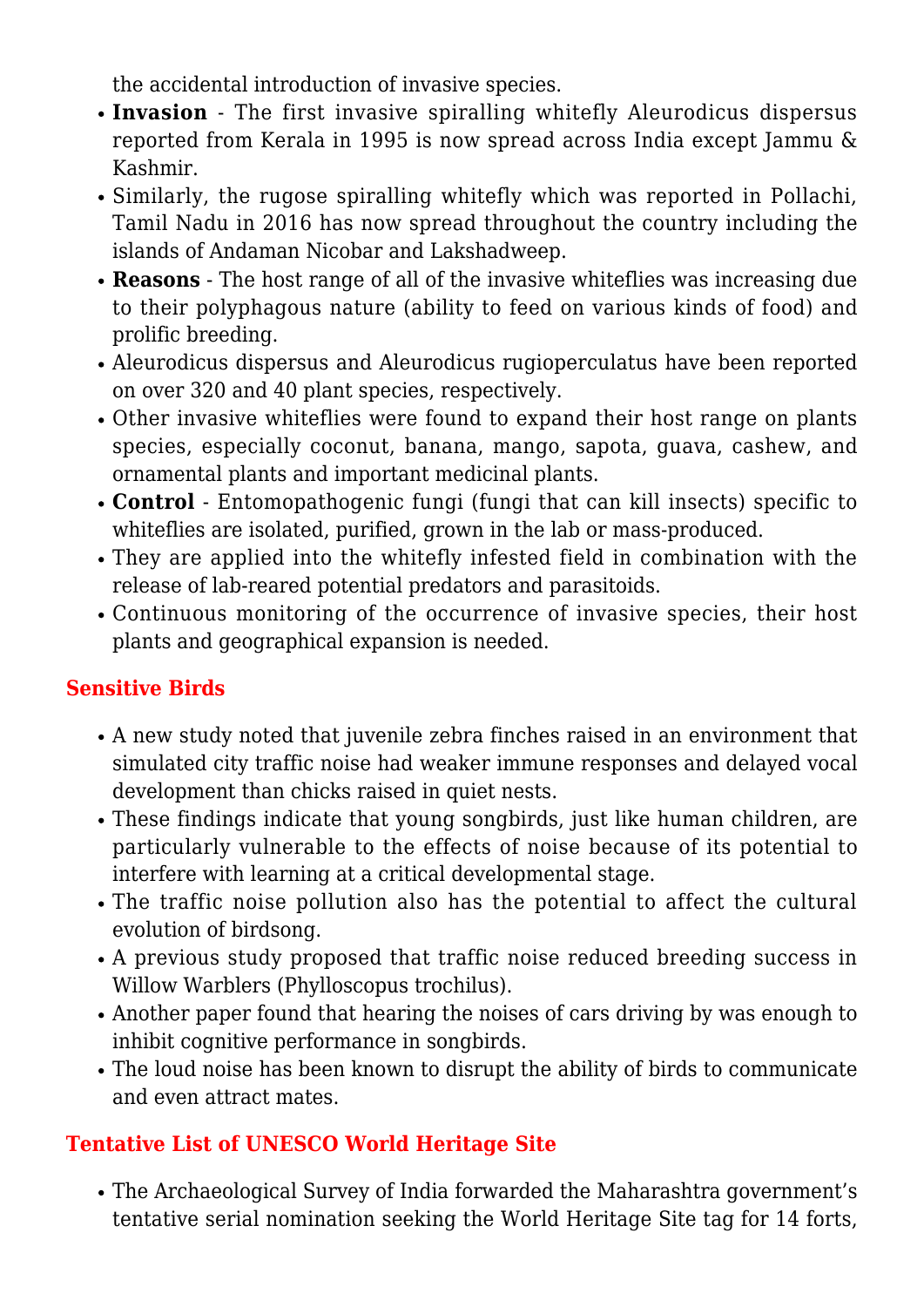the accidental introduction of invasive species.

- **Invasion** - The first invasive spiralling whitefly Aleurodicus dispersus reported from Kerala in 1995 is now spread across India except Jammu & Kashmir.
- Similarly, the rugose spiralling whitefly which was reported in Pollachi, Tamil Nadu in 2016 has now spread throughout the country including the islands of Andaman Nicobar and Lakshadweep.
- **Reasons** - The host range of all of the invasive whiteflies was increasing due to their polyphagous nature (ability to feed on various kinds of food) and prolific breeding.
- Aleurodicus dispersus and Aleurodicus rugioperculatus have been reported on over 320 and 40 plant species, respectively.
- Other invasive whiteflies were found to expand their host range on plants species, especially coconut, banana, mango, sapota, guava, cashew, and ornamental plants and important medicinal plants.
- **Control** - Entomopathogenic fungi (fungi that can kill insects) specific to whiteflies are isolated, purified, grown in the lab or mass-produced.
- They are applied into the whitefly infested field in combination with the release of lab-reared potential predators and parasitoids.
- Continuous monitoring of the occurrence of invasive species, their host plants and geographical expansion is needed.

## Sensitive Birds

- A new study noted that juvenile zebra finches raised in an environment that simulated city traffic noise had weaker immune responses and delayed vocal development than chicks raised in quiet nests.
- These findings indicate that young songbirds, just like human children, are particularly vulnerable to the effects of noise because of its potential to interfere with learning at a critical developmental stage.
- The traffic noise pollution also has the potential to affect the cultural evolution of birdsong.
- A previous study proposed that traffic noise reduced breeding success in Willow Warblers (Phylloscopus trochilus).
- Another paper found that hearing the noises of cars driving by was enough to inhibit cognitive performance in songbirds.
- The loud noise has been known to disrupt the ability of birds to communicate and even attract mates.

## Tentative List of UNESCO World Heritage Site

- The Archaeological Survey of India forwarded the Maharashtra government's tentative serial nomination seeking the World Heritage Site tag for 14 forts,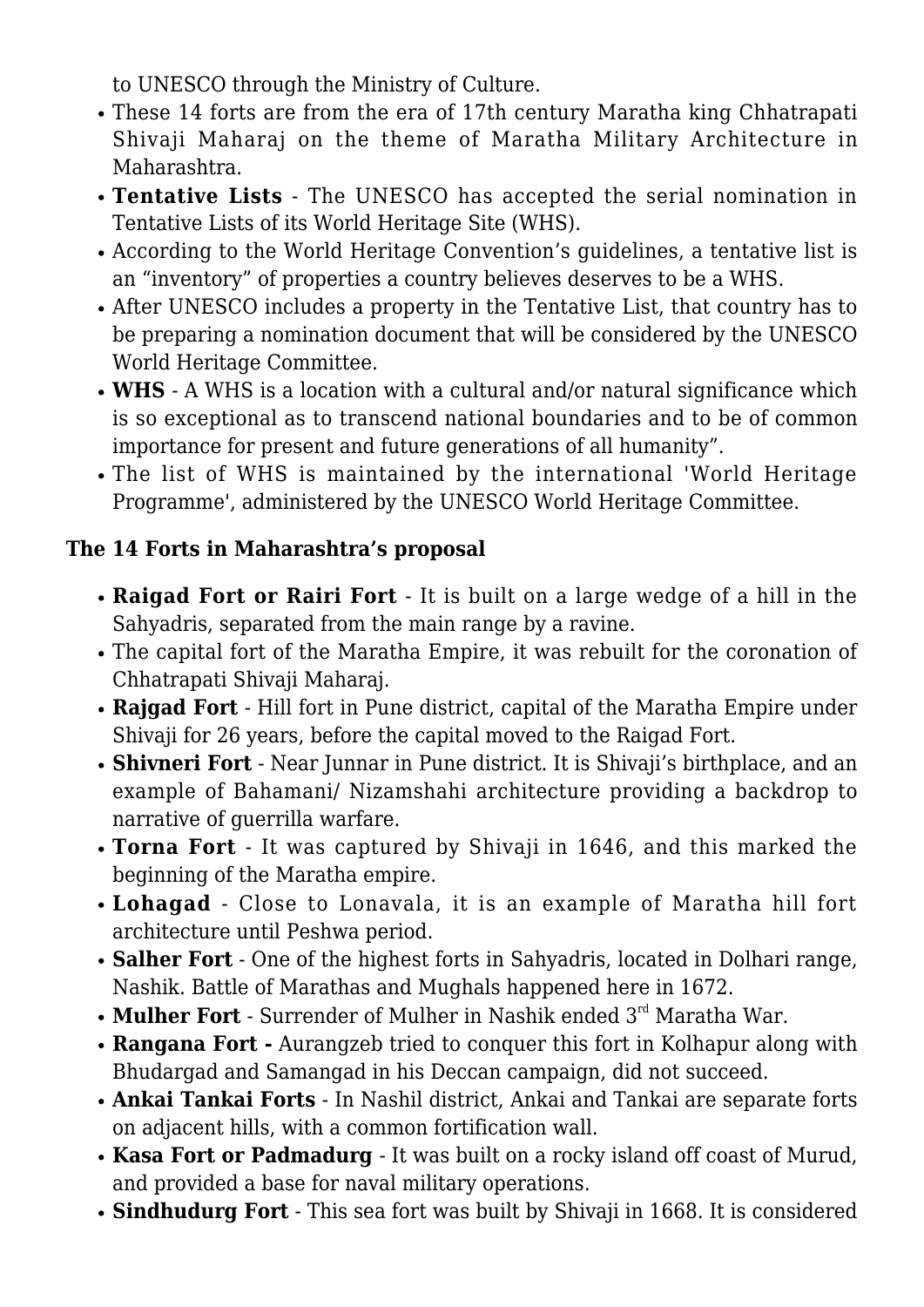to UNESCO through the Ministry of Culture.

- These 14 forts are from the era of 17th century Maratha king Chhatrapati Shivaji Maharaj on the theme of Maratha Military Architecture in Maharashtra.
- **Tentative Lists** - The UNESCO has accepted the serial nomination in Tentative Lists of its World Heritage Site (WHS).
- According to the World Heritage Convention's guidelines, a tentative list is an "inventory" of properties a country believes deserves to be a WHS.
- After UNESCO includes a property in the Tentative List, that country has to be preparing a nomination document that will be considered by the UNESCO World Heritage Committee.
- **WHS** - A WHS is a location with a cultural and/or natural significance which is so exceptional as to transcend national boundaries and to be of common importance for present and future generations of all humanity".
- The list of WHS is maintained by the international 'World Heritage Programme', administered by the UNESCO World Heritage Committee.

### The 14 Forts in Maharashtra's proposal

- **Raigad Fort or Rairi Fort** - It is built on a large wedge of a hill in the Sahyadris, separated from the main range by a ravine.
- The capital fort of the Maratha Empire, it was rebuilt for the coronation of Chhatrapati Shivaji Maharaj.
- **Rajgad Fort** - Hill fort in Pune district, capital of the Maratha Empire under Shivaji for 26 years, before the capital moved to the Raigad Fort.
- **Shivneri Fort** - Near Junnar in Pune district. It is Shivaji's birthplace, and an example of Bahamani/ Nizamshahi architecture providing a backdrop to narrative of guerrilla warfare.
- **Torna Fort** - It was captured by Shivaji in 1646, and this marked the beginning of the Maratha empire.
- **Lohagad** - Close to Lonavala, it is an example of Maratha hill fort architecture until Peshwa period.
- **Salher Fort** - One of the highest forts in Sahyadris, located in Dolhari range, Nashik. Battle of Marathas and Mughals happened here in 1672.
- **Mulher Fort** - Surrender of Mulher in Nashik ended 3rd Maratha War.
- **Rangana Fort -** Aurangzeb tried to conquer this fort in Kolhapur along with Bhudargad and Samangad in his Deccan campaign, did not succeed.
- **Ankai Tankai Forts** - In Nashil district, Ankai and Tankai are separate forts on adjacent hills, with a common fortification wall.
- **Kasa Fort or Padmadurg** - It was built on a rocky island off coast of Murud, and provided a base for naval military operations.
- **Sindhudurg Fort** - This sea fort was built by Shivaji in 1668. It is considered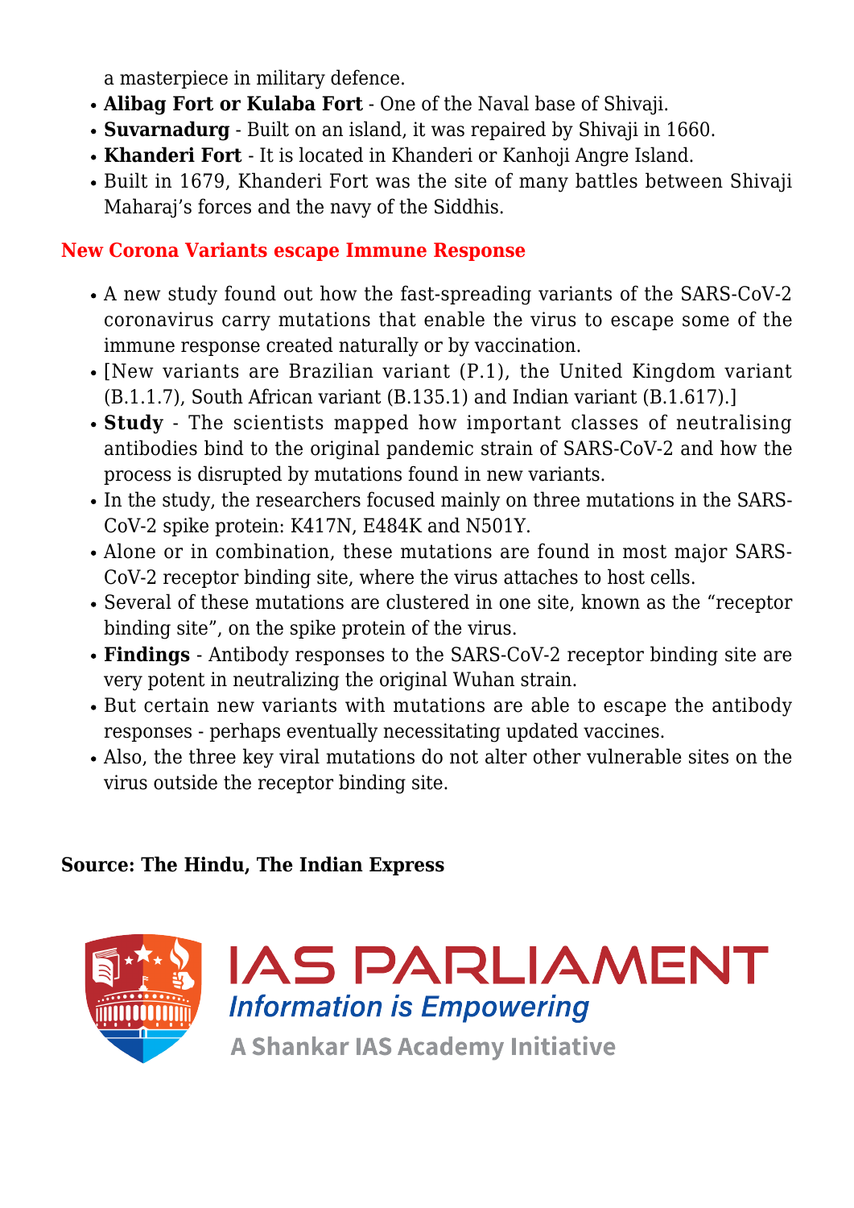a masterpiece in military defence.

- **Alibag Fort or Kulaba Fort** - One of the Naval base of Shivaji.
- **Suvarnadurg** - Built on an island, it was repaired by Shivaji in 1660.
- **Khanderi Fort** - It is located in Khanderi or Kanhoji Angre Island.
- Built in 1679, Khanderi Fort was the site of many battles between Shivaji Maharaj's forces and the navy of the Siddhis.

## New Corona Variants escape Immune Response

- A new study found out how the fast-spreading variants of the SARS-CoV-2 coronavirus carry mutations that enable the virus to escape some of the immune response created naturally or by vaccination.
- [New variants are Brazilian variant (P.1), the United Kingdom variant (B.1.1.7), South African variant (B.135.1) and Indian variant (B.1.617).]
- **Study** - The scientists mapped how important classes of neutralising antibodies bind to the original pandemic strain of SARS-CoV-2 and how the process is disrupted by mutations found in new variants.
- In the study, the researchers focused mainly on three mutations in the SARS-CoV-2 spike protein: K417N, E484K and N501Y.
- Alone or in combination, these mutations are found in most major SARS-CoV-2 receptor binding site, where the virus attaches to host cells.
- Several of these mutations are clustered in one site, known as the "receptor binding site", on the spike protein of the virus.
- **Findings** - Antibody responses to the SARS-CoV-2 receptor binding site are very potent in neutralizing the original Wuhan strain.
- But certain new variants with mutations are able to escape the antibody responses - perhaps eventually necessitating updated vaccines.
- Also, the three key viral mutations do not alter other vulnerable sites on the virus outside the receptor binding site.

**Source: The Hindu, The Indian Express**

IAS PARLIAMENT

*Information is Empowering*

A Shankar IAS Academy Initiative